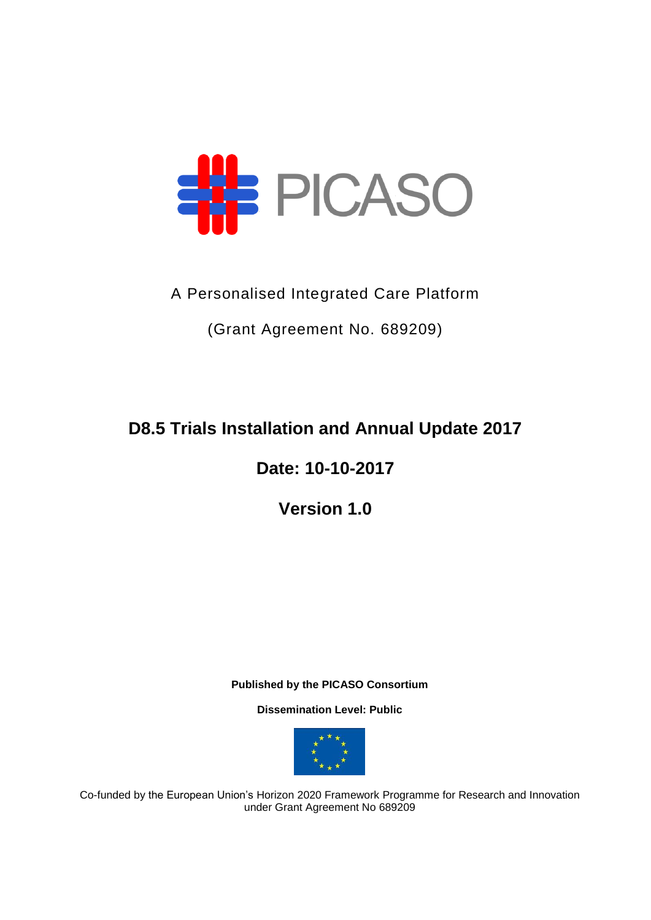PICASO

A Personalised Integrated Care Platform

(Grant Agreement No. 689209)

# D8.5 Trials Installation and Annual Update 2017

## Date: 10-10-2017

## Version 1.0

**Published by the PICASO Consortium**

**Dissemination Level: Public**

Co-funded by the European Union's Horizon 2020 Framework Programme for Research and Innovation under Grant Agreement No 689209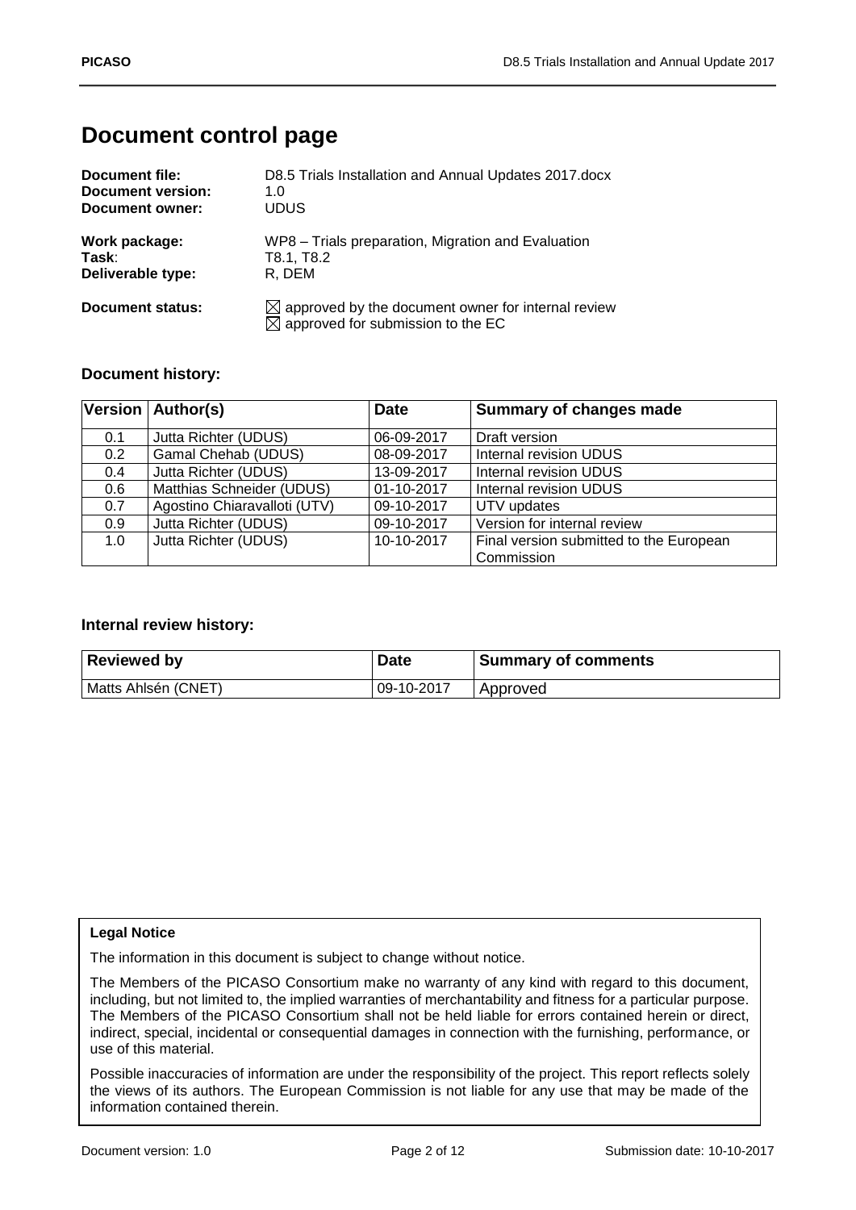# Document control page

| | |
|---|---|
| **Document file:** | D8.5 Trials Installation and Annual Updates 2017.docx |
| **Document version:** | 1.0 |
| **Document owner:** | UDUS |
| **Work package:** | WP8 – Trials preparation, Migration and Evaluation |
| **Task**: | T8.1, T8.2 |
| **Deliverable type:** | R, DEM |
| **Document status:** | ☒ approved by the document owner for internal review<br>☒ approved for submission to the EC |

### Document history:

| Version | Author(s) | Date | Summary of changes made |
|---|---|---|---|
| 0.1 | Jutta Richter (UDUS) | 06-09-2017 | Draft version |
| 0.2 | Gamal Chehab (UDUS) | 08-09-2017 | Internal revision UDUS |
| 0.4 | Jutta Richter (UDUS) | 13-09-2017 | Internal revision UDUS |
| 0.6 | Matthias Schneider (UDUS) | 01-10-2017 | Internal revision UDUS |
| 0.7 | Agostino Chiaravalloti (UTV) | 09-10-2017 | UTV updates |
| 0.9 | Jutta Richter (UDUS) | 09-10-2017 | Version for internal review |
| 1.0 | Jutta Richter (UDUS) | 10-10-2017 | Final version submitted to the European Commission |

### Internal review history:

| Reviewed by | Date | Summary of comments |
|---|---|---|
| Matts Ahlsén (CNET) | 09-10-2017 | Approved |

**Legal Notice**

The information in this document is subject to change without notice.

The Members of the PICASO Consortium make no warranty of any kind with regard to this document, including, but not limited to, the implied warranties of merchantability and fitness for a particular purpose. The Members of the PICASO Consortium shall not be held liable for errors contained herein or direct, indirect, special, incidental or consequential damages in connection with the furnishing, performance, or use of this material.

Possible inaccuracies of information are under the responsibility of the project. This report reflects solely the views of its authors. The European Commission is not liable for any use that may be made of the information contained therein.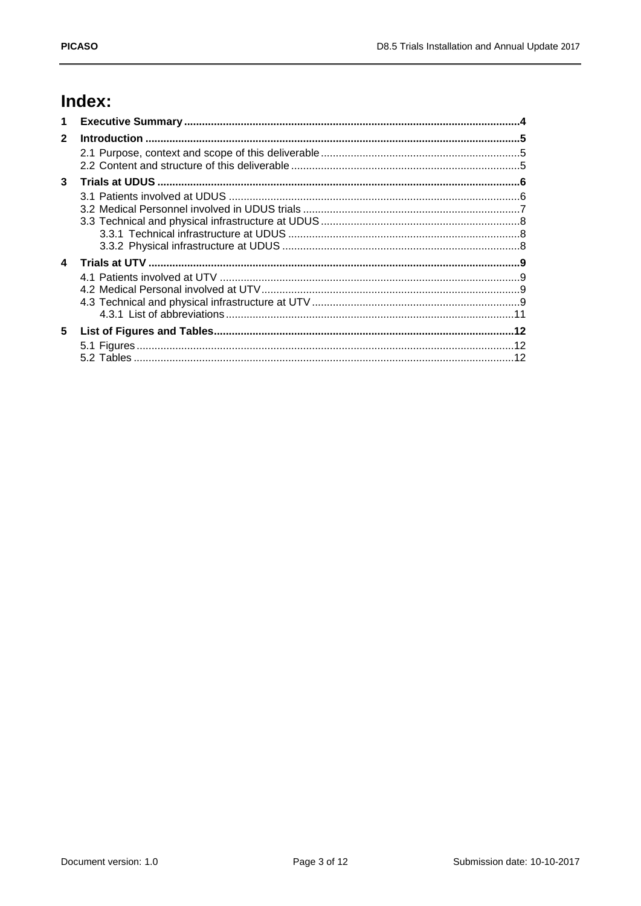# Index:

1 **Executive Summary** ....................................................................................................4

2 **Introduction** ...............................................................................................................5

2.1 Purpose, context and scope of this deliverable ...................................................................5
2.2 Content and structure of this deliverable ...........................................................................5

3 **Trials at UDUS** ..........................................................................................................6

3.1 Patients involved at UDUS ...................................................................................................6
3.2 Medical Personnel involved in UDUS trials .........................................................................7
3.3 Technical and physical infrastructure at UDUS ...................................................................8
3.3.1 Technical infrastructure at UDUS ..................................................................................8
3.3.2 Physical infrastructure at UDUS ....................................................................................8

4 **Trials at UTV** ..............................................................................................................9

4.1 Patients involved at UTV .....................................................................................................9
4.2 Medical Personal involved at UTV .......................................................................................9
4.3 Technical and physical infrastructure at UTV ......................................................................9
4.3.1 List of abbreviations .....................................................................................................11

5 **List of Figures and Tables** ........................................................................................12

5.1 Figures ...............................................................................................................................12
5.2 Tables ................................................................................................................................12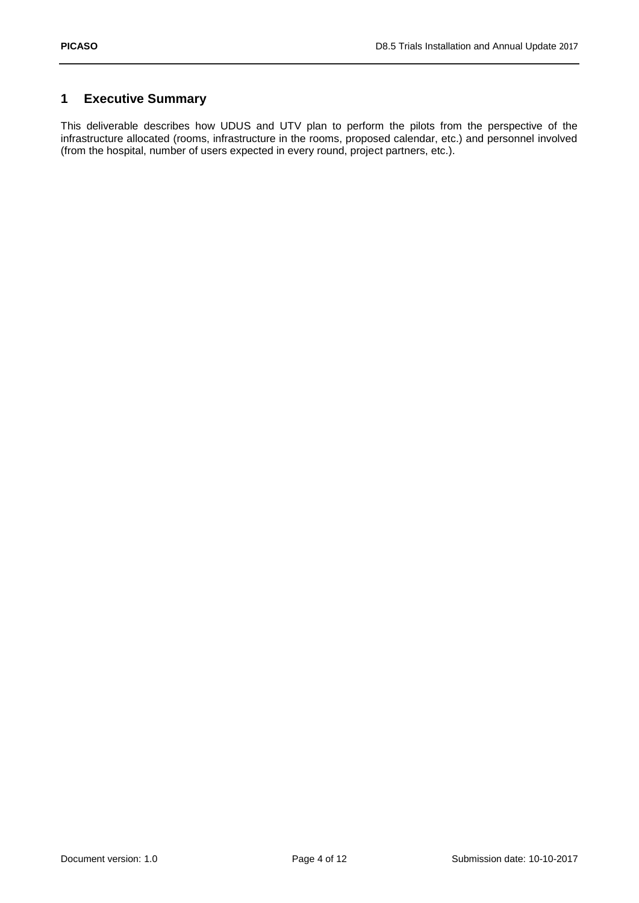# 1 Executive Summary

This deliverable describes how UDUS and UTV plan to perform the pilots from the perspective of the infrastructure allocated (rooms, infrastructure in the rooms, proposed calendar, etc.) and personnel involved (from the hospital, number of users expected in every round, project partners, etc.).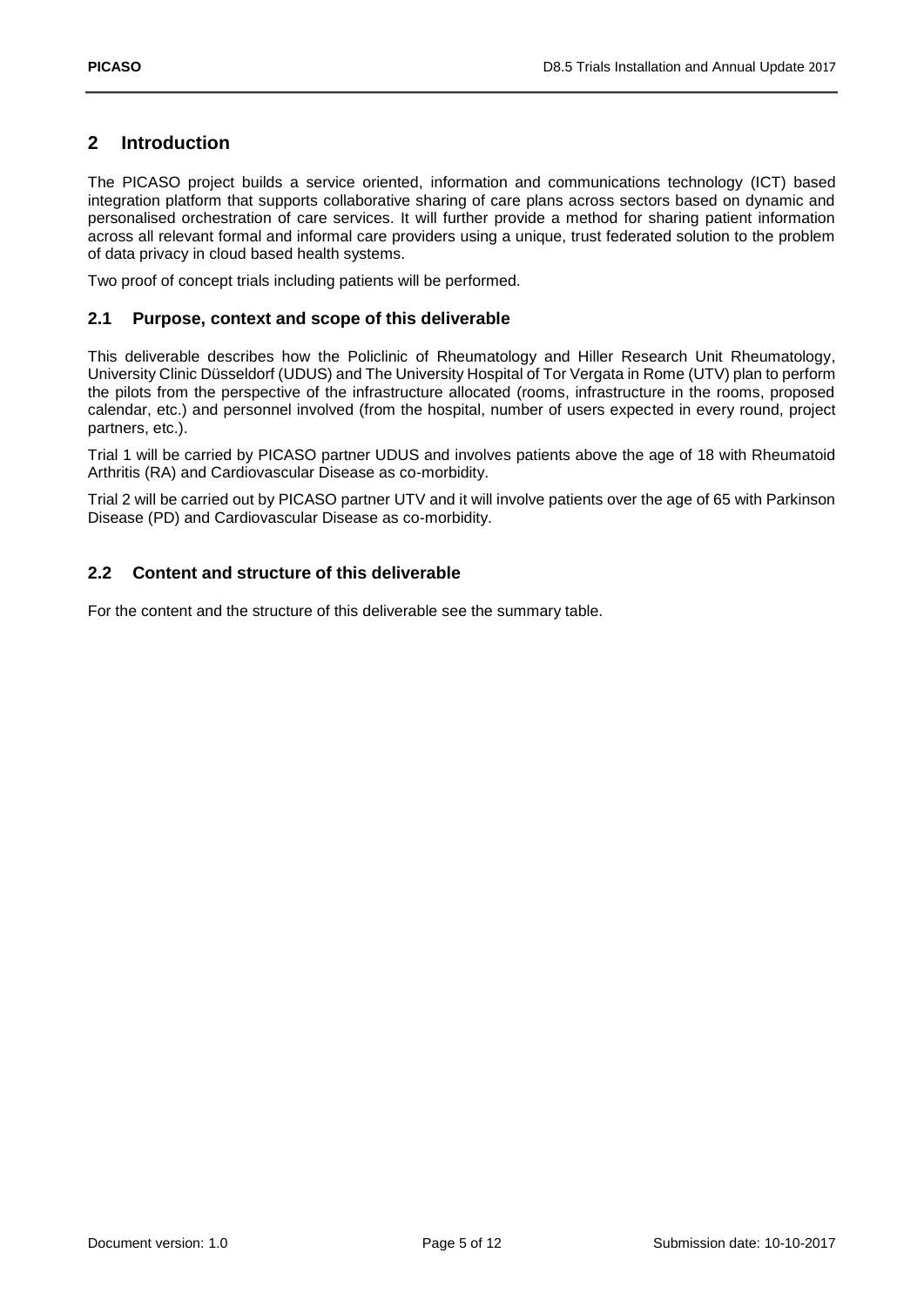# 2 Introduction

The PICASO project builds a service oriented, information and communications technology (ICT) based integration platform that supports collaborative sharing of care plans across sectors based on dynamic and personalised orchestration of care services. It will further provide a method for sharing patient information across all relevant formal and informal care providers using a unique, trust federated solution to the problem of data privacy in cloud based health systems.

Two proof of concept trials including patients will be performed.

## 2.1 Purpose, context and scope of this deliverable

This deliverable describes how the Policlinic of Rheumatology and Hiller Research Unit Rheumatology, University Clinic Düsseldorf (UDUS) and The University Hospital of Tor Vergata in Rome (UTV) plan to perform the pilots from the perspective of the infrastructure allocated (rooms, infrastructure in the rooms, proposed calendar, etc.) and personnel involved (from the hospital, number of users expected in every round, project partners, etc.).

Trial 1 will be carried by PICASO partner UDUS and involves patients above the age of 18 with Rheumatoid Arthritis (RA) and Cardiovascular Disease as co-morbidity.

Trial 2 will be carried out by PICASO partner UTV and it will involve patients over the age of 65 with Parkinson Disease (PD) and Cardiovascular Disease as co-morbidity.

## 2.2 Content and structure of this deliverable

For the content and the structure of this deliverable see the summary table.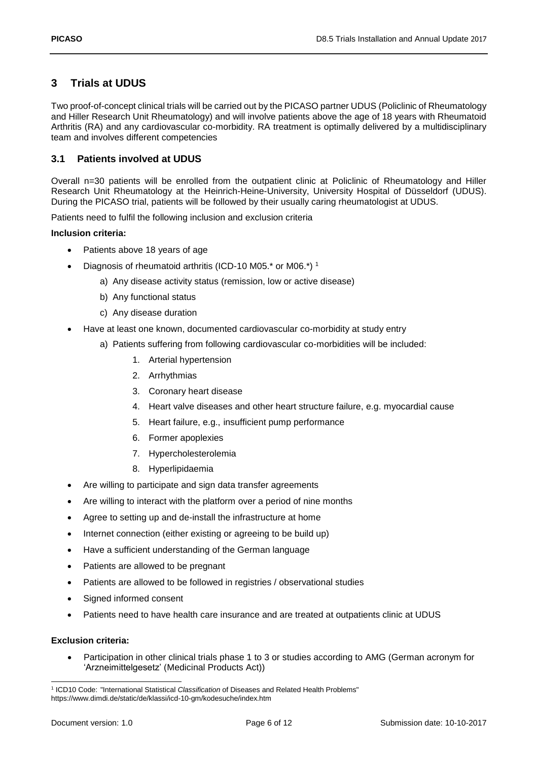# 3 Trials at UDUS

Two proof-of-concept clinical trials will be carried out by the PICASO partner UDUS (Policlinic of Rheumatology and Hiller Research Unit Rheumatology) and will involve patients above the age of 18 years with Rheumatoid Arthritis (RA) and any cardiovascular co-morbidity. RA treatment is optimally delivered by a multidisciplinary team and involves different competencies

## 3.1 Patients involved at UDUS

Overall n=30 patients will be enrolled from the outpatient clinic at Policlinic of Rheumatology and Hiller Research Unit Rheumatology at the Heinrich-Heine-University, University Hospital of Düsseldorf (UDUS). During the PICASO trial, patients will be followed by their usually caring rheumatologist at UDUS.

Patients need to fulfil the following inclusion and exclusion criteria

**Inclusion criteria:**

- Patients above 18 years of age
- Diagnosis of rheumatoid arthritis (ICD-10 M05.* or M06.*) [1]
  - a) Any disease activity status (remission, low or active disease)
  - b) Any functional status
  - c) Any disease duration
- Have at least one known, documented cardiovascular co-morbidity at study entry
  - a) Patients suffering from following cardiovascular co-morbidities will be included:
    1. Arterial hypertension
    2. Arrhythmias
    3. Coronary heart disease
    4. Heart valve diseases and other heart structure failure, e.g. myocardial cause
    5. Heart failure, e.g., insufficient pump performance
    6. Former apoplexies
    7. Hypercholesterolemia
    8. Hyperlipidaemia
- Are willing to participate and sign data transfer agreements
- Are willing to interact with the platform over a period of nine months
- Agree to setting up and de-install the infrastructure at home
- Internet connection (either existing or agreeing to be build up)
- Have a sufficient understanding of the German language
- Patients are allowed to be pregnant
- Patients are allowed to be followed in registries / observational studies
- Signed informed consent
- Patients need to have health care insurance and are treated at outpatients clinic at UDUS

**Exclusion criteria:**

- Participation in other clinical trials phase 1 to 3 or studies according to AMG (German acronym for 'Arzneimittelgesetz' (Medicinal Products Act))

[1] ICD10 Code: "International Statistical *Classification* of Diseases and Related Health Problems" https://www.dimdi.de/static/de/klassi/icd-10-gm/kodesuche/index.htm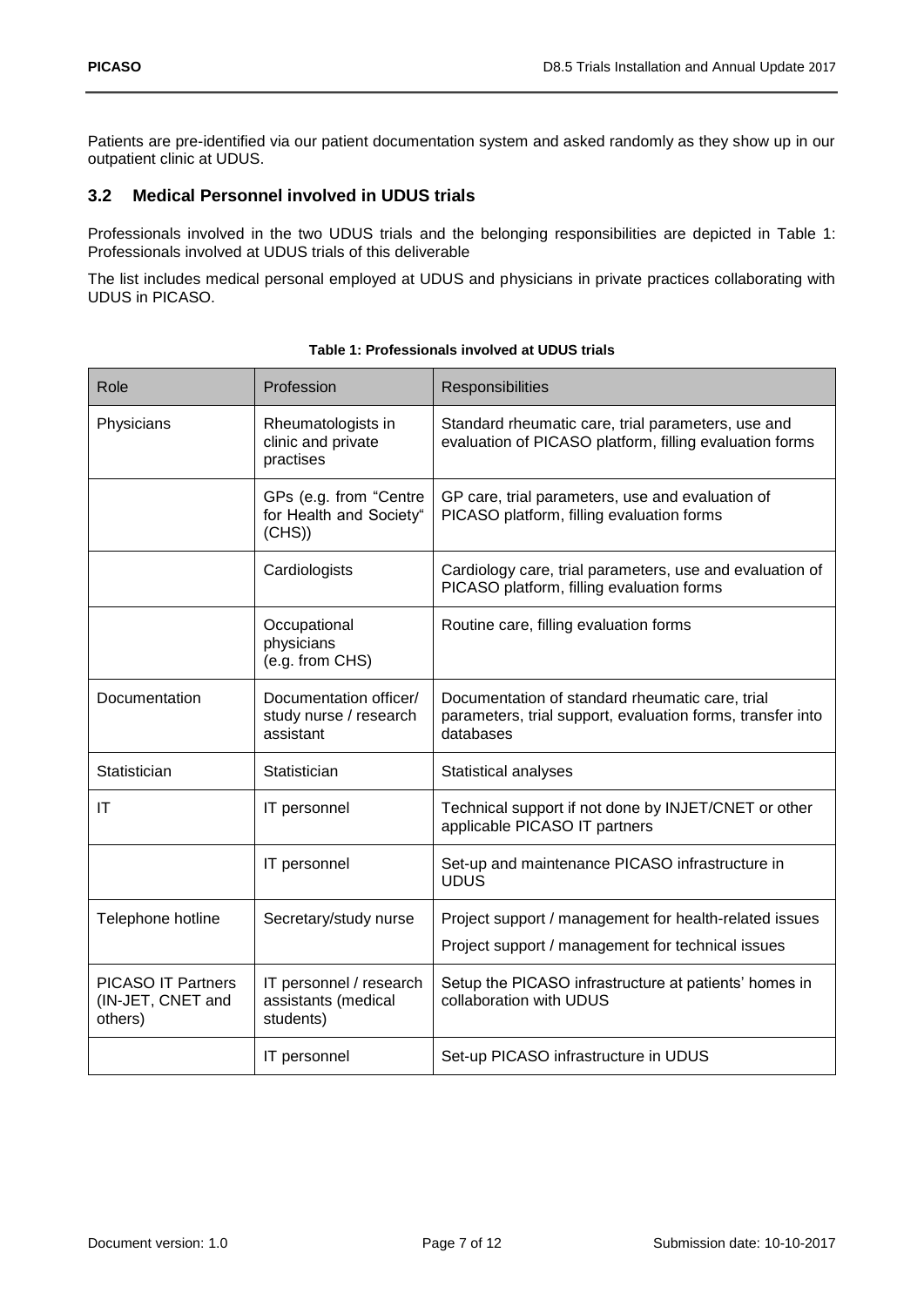Patients are pre-identified via our patient documentation system and asked randomly as they show up in our outpatient clinic at UDUS.

## 3.2 Medical Personnel involved in UDUS trials

Professionals involved in the two UDUS trials and the belonging responsibilities are depicted in Table 1: Professionals involved at UDUS trials of this deliverable

The list includes medical personal employed at UDUS and physicians in private practices collaborating with UDUS in PICASO.

**Table 1: Professionals involved at UDUS trials**

| Role | Profession | Responsibilities |
|---|---|---|
| Physicians | Rheumatologists in clinic and private practises | Standard rheumatic care, trial parameters, use and evaluation of PICASO platform, filling evaluation forms |
| | GPs (e.g. from "Centre for Health and Society" (CHS)) | GP care, trial parameters, use and evaluation of PICASO platform, filling evaluation forms |
| | Cardiologists | Cardiology care, trial parameters, use and evaluation of PICASO platform, filling evaluation forms |
| | Occupational physicians (e.g. from CHS) | Routine care, filling evaluation forms |
| Documentation | Documentation officer/ study nurse / research assistant | Documentation of standard rheumatic care, trial parameters, trial support, evaluation forms, transfer into databases |
| Statistician | Statistician | Statistical analyses |
| IT | IT personnel | Technical support if not done by INJET/CNET or other applicable PICASO IT partners |
| | IT personnel | Set-up and maintenance PICASO infrastructure in UDUS |
| Telephone hotline | Secretary/study nurse | Project support / management for health-related issues<br>Project support / management for technical issues |
| PICASO IT Partners (IN-JET, CNET and others) | IT personnel / research assistants (medical students) | Setup the PICASO infrastructure at patients' homes in collaboration with UDUS |
| | IT personnel | Set-up PICASO infrastructure in UDUS |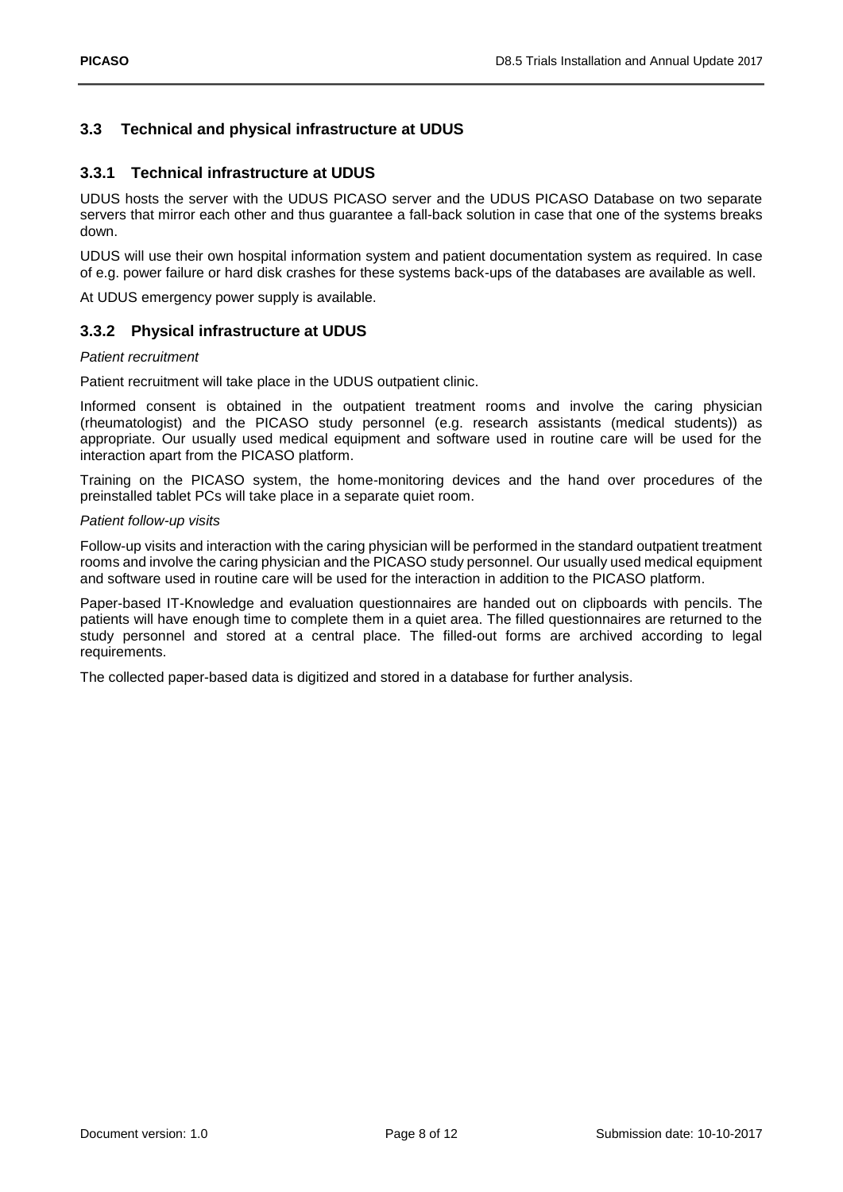## 3.3 Technical and physical infrastructure at UDUS

### 3.3.1 Technical infrastructure at UDUS

UDUS hosts the server with the UDUS PICASO server and the UDUS PICASO Database on two separate servers that mirror each other and thus guarantee a fall-back solution in case that one of the systems breaks down.

UDUS will use their own hospital information system and patient documentation system as required. In case of e.g. power failure or hard disk crashes for these systems back-ups of the databases are available as well.

At UDUS emergency power supply is available.

### 3.3.2 Physical infrastructure at UDUS

*Patient recruitment*

Patient recruitment will take place in the UDUS outpatient clinic.

Informed consent is obtained in the outpatient treatment rooms and involve the caring physician (rheumatologist) and the PICASO study personnel (e.g. research assistants (medical students)) as appropriate. Our usually used medical equipment and software used in routine care will be used for the interaction apart from the PICASO platform.

Training on the PICASO system, the home-monitoring devices and the hand over procedures of the preinstalled tablet PCs will take place in a separate quiet room.

*Patient follow-up visits*

Follow-up visits and interaction with the caring physician will be performed in the standard outpatient treatment rooms and involve the caring physician and the PICASO study personnel. Our usually used medical equipment and software used in routine care will be used for the interaction in addition to the PICASO platform.

Paper-based IT-Knowledge and evaluation questionnaires are handed out on clipboards with pencils. The patients will have enough time to complete them in a quiet area. The filled questionnaires are returned to the study personnel and stored at a central place. The filled-out forms are archived according to legal requirements.

The collected paper-based data is digitized and stored in a database for further analysis.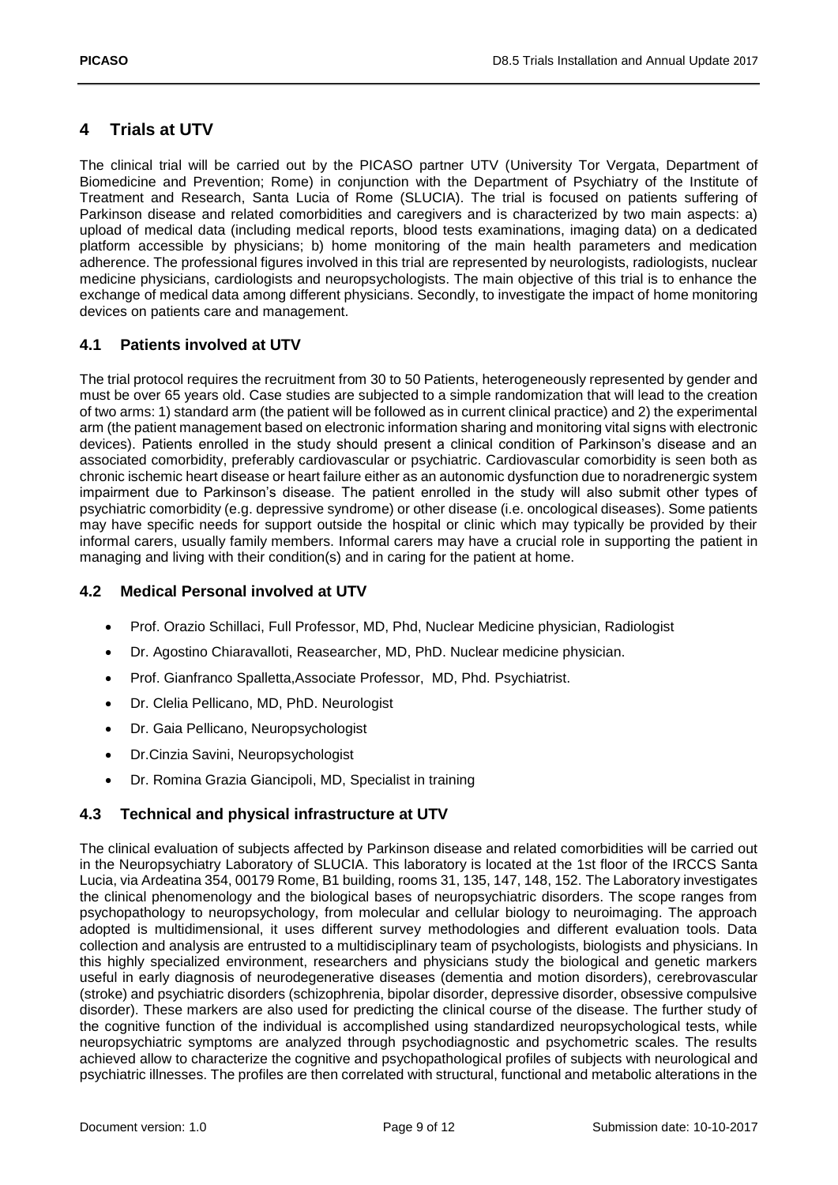## 4 Trials at UTV

The clinical trial will be carried out by the PICASO partner UTV (University Tor Vergata, Department of Biomedicine and Prevention; Rome) in conjunction with the Department of Psychiatry of the Institute of Treatment and Research, Santa Lucia of Rome (SLUCIA). The trial is focused on patients suffering of Parkinson disease and related comorbidities and caregivers and is characterized by two main aspects: a) upload of medical data (including medical reports, blood tests examinations, imaging data) on a dedicated platform accessible by physicians; b) home monitoring of the main health parameters and medication adherence. The professional figures involved in this trial are represented by neurologists, radiologists, nuclear medicine physicians, cardiologists and neuropsychologists. The main objective of this trial is to enhance the exchange of medical data among different physicians. Secondly, to investigate the impact of home monitoring devices on patients care and management.

### 4.1 Patients involved at UTV

The trial protocol requires the recruitment from 30 to 50 Patients, heterogeneously represented by gender and must be over 65 years old. Case studies are subjected to a simple randomization that will lead to the creation of two arms: 1) standard arm (the patient will be followed as in current clinical practice) and 2) the experimental arm (the patient management based on electronic information sharing and monitoring vital signs with electronic devices). Patients enrolled in the study should present a clinical condition of Parkinson's disease and an associated comorbidity, preferably cardiovascular or psychiatric. Cardiovascular comorbidity is seen both as chronic ischemic heart disease or heart failure either as an autonomic dysfunction due to noradrenergic system impairment due to Parkinson's disease. The patient enrolled in the study will also submit other types of psychiatric comorbidity (e.g. depressive syndrome) or other disease (i.e. oncological diseases). Some patients may have specific needs for support outside the hospital or clinic which may typically be provided by their informal carers, usually family members. Informal carers may have a crucial role in supporting the patient in managing and living with their condition(s) and in caring for the patient at home.

### 4.2 Medical Personal involved at UTV

- Prof. Orazio Schillaci, Full Professor, MD, Phd, Nuclear Medicine physician, Radiologist
- Dr. Agostino Chiaravalloti, Reasearcher, MD, PhD. Nuclear medicine physician.
- Prof. Gianfranco Spalletta,Associate Professor, MD, Phd. Psychiatrist.
- Dr. Clelia Pellicano, MD, PhD. Neurologist
- Dr. Gaia Pellicano, Neuropsychologist
- Dr.Cinzia Savini, Neuropsychologist
- Dr. Romina Grazia Giancipoli, MD, Specialist in training

### 4.3 Technical and physical infrastructure at UTV

The clinical evaluation of subjects affected by Parkinson disease and related comorbidities will be carried out in the Neuropsychiatry Laboratory of SLUCIA. This laboratory is located at the 1st floor of the IRCCS Santa Lucia, via Ardeatina 354, 00179 Rome, B1 building, rooms 31, 135, 147, 148, 152. The Laboratory investigates the clinical phenomenology and the biological bases of neuropsychiatric disorders. The scope ranges from psychopathology to neuropsychology, from molecular and cellular biology to neuroimaging. The approach adopted is multidimensional, it uses different survey methodologies and different evaluation tools. Data collection and analysis are entrusted to a multidisciplinary team of psychologists, biologists and physicians. In this highly specialized environment, researchers and physicians study the biological and genetic markers useful in early diagnosis of neurodegenerative diseases (dementia and motion disorders), cerebrovascular (stroke) and psychiatric disorders (schizophrenia, bipolar disorder, depressive disorder, obsessive compulsive disorder). These markers are also used for predicting the clinical course of the disease. The further study of the cognitive function of the individual is accomplished using standardized neuropsychological tests, while neuropsychiatric symptoms are analyzed through psychodiagnostic and psychometric scales. The results achieved allow to characterize the cognitive and psychopathological profiles of subjects with neurological and psychiatric illnesses. The profiles are then correlated with structural, functional and metabolic alterations in the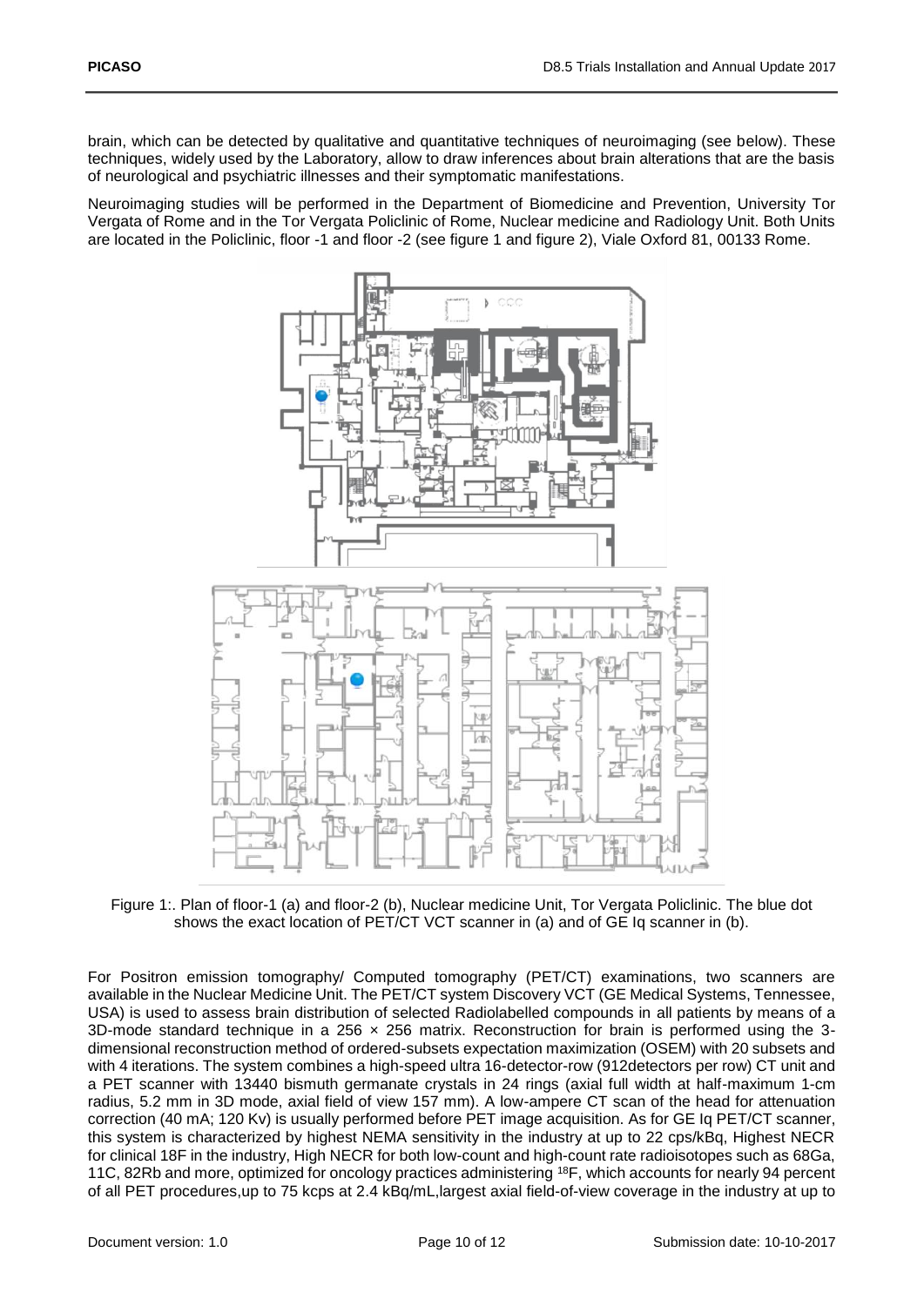brain, which can be detected by qualitative and quantitative techniques of neuroimaging (see below). These techniques, widely used by the Laboratory, allow to draw inferences about brain alterations that are the basis of neurological and psychiatric illnesses and their symptomatic manifestations.

Neuroimaging studies will be performed in the Department of Biomedicine and Prevention, University Tor Vergata of Rome and in the Tor Vergata Policlinic of Rome, Nuclear medicine and Radiology Unit. Both Units are located in the Policlinic, floor -1 and floor -2 (see figure 1 and figure 2), Viale Oxford 81, 00133 Rome.

Figure 1:. Plan of floor-1 (a) and floor-2 (b), Nuclear medicine Unit, Tor Vergata Policlinic. The blue dot shows the exact location of PET/CT VCT scanner in (a) and of GE Iq scanner in (b).

For Positron emission tomography/ Computed tomography (PET/CT) examinations, two scanners are available in the Nuclear Medicine Unit. The PET/CT system Discovery VCT (GE Medical Systems, Tennessee, USA) is used to assess brain distribution of selected Radiolabelled compounds in all patients by means of a 3D-mode standard technique in a 256 × 256 matrix. Reconstruction for brain is performed using the 3-dimensional reconstruction method of ordered-subsets expectation maximization (OSEM) with 20 subsets and with 4 iterations. The system combines a high-speed ultra 16-detector-row (912detectors per row) CT unit and a PET scanner with 13440 bismuth germanate crystals in 24 rings (axial full width at half-maximum 1-cm radius, 5.2 mm in 3D mode, axial field of view 157 mm). A low-ampere CT scan of the head for attenuation correction (40 mA; 120 Kv) is usually performed before PET image acquisition. As for GE Iq PET/CT scanner, this system is characterized by highest NEMA sensitivity in the industry at up to 22 cps/kBq, Highest NECR for clinical 18F in the industry, High NECR for both low-count and high-count rate radioisotopes such as 68Ga, 11C, 82Rb and more, optimized for oncology practices administering $^{18}$F, which accounts for nearly 94 percent of all PET procedures,up to 75 kcps at 2.4 kBq/mL,largest axial field-of-view coverage in the industry at up to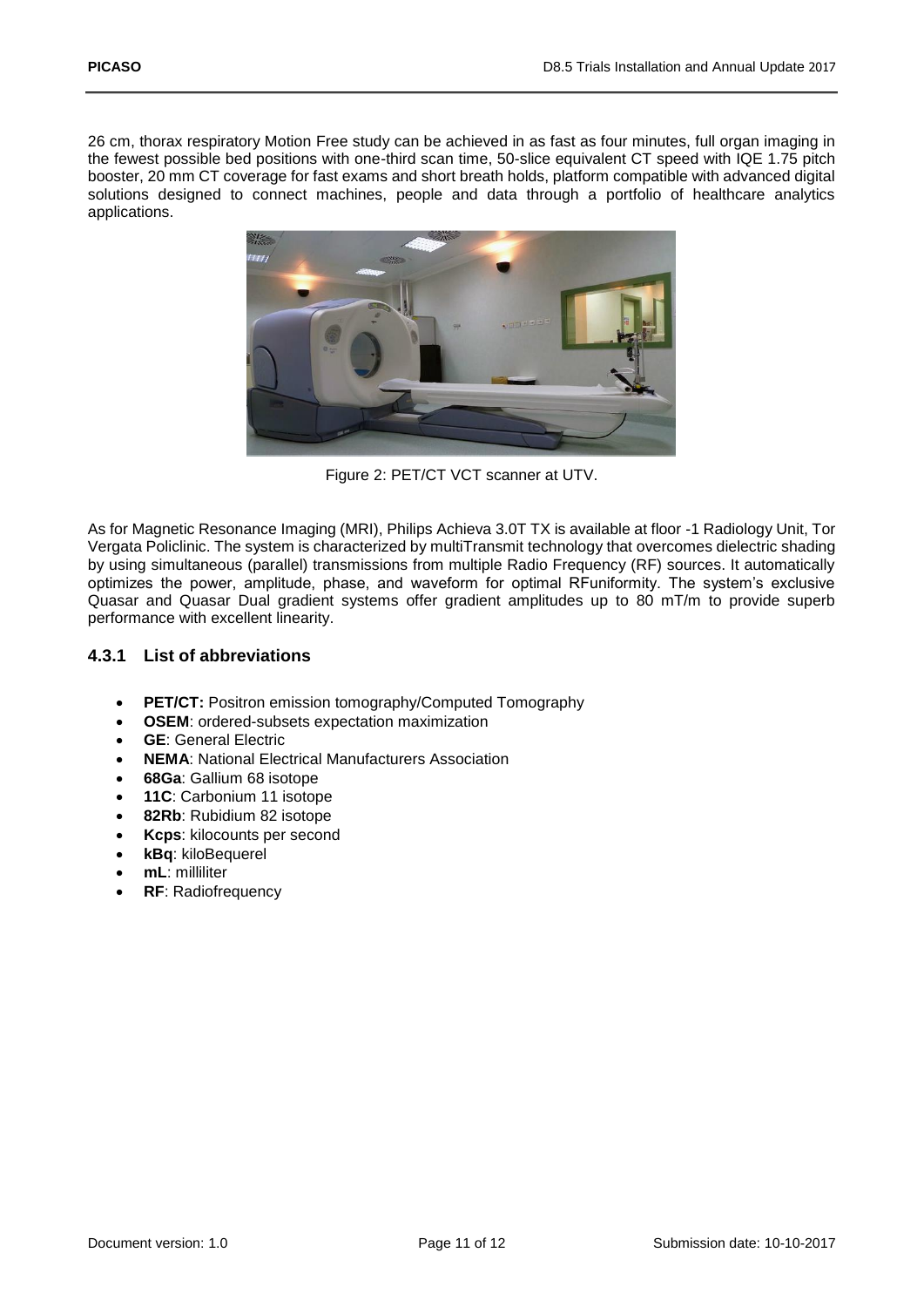26 cm, thorax respiratory Motion Free study can be achieved in as fast as four minutes, full organ imaging in the fewest possible bed positions with one-third scan time, 50-slice equivalent CT speed with IQE 1.75 pitch booster, 20 mm CT coverage for fast exams and short breath holds, platform compatible with advanced digital solutions designed to connect machines, people and data through a portfolio of healthcare analytics applications.

Figure 2: PET/CT VCT scanner at UTV.

As for Magnetic Resonance Imaging (MRI), Philips Achieva 3.0T TX is available at floor -1 Radiology Unit, Tor Vergata Policlinic. The system is characterized by multiTransmit technology that overcomes dielectric shading by using simultaneous (parallel) transmissions from multiple Radio Frequency (RF) sources. It automatically optimizes the power, amplitude, phase, and waveform for optimal RFuniformity. The system's exclusive Quasar and Quasar Dual gradient systems offer gradient amplitudes up to 80 mT/m to provide superb performance with excellent linearity.

### 4.3.1 List of abbreviations

- **PET/CT:** Positron emission tomography/Computed Tomography
- **OSEM**: ordered-subsets expectation maximization
- **GE**: General Electric
- **NEMA**: National Electrical Manufacturers Association
- **68Ga**: Gallium 68 isotope
- **11C**: Carbonium 11 isotope
- **82Rb**: Rubidium 82 isotope
- **Kcps**: kilocounts per second
- **kBq**: kiloBequerel
- **mL**: milliliter
- **RF**: Radiofrequency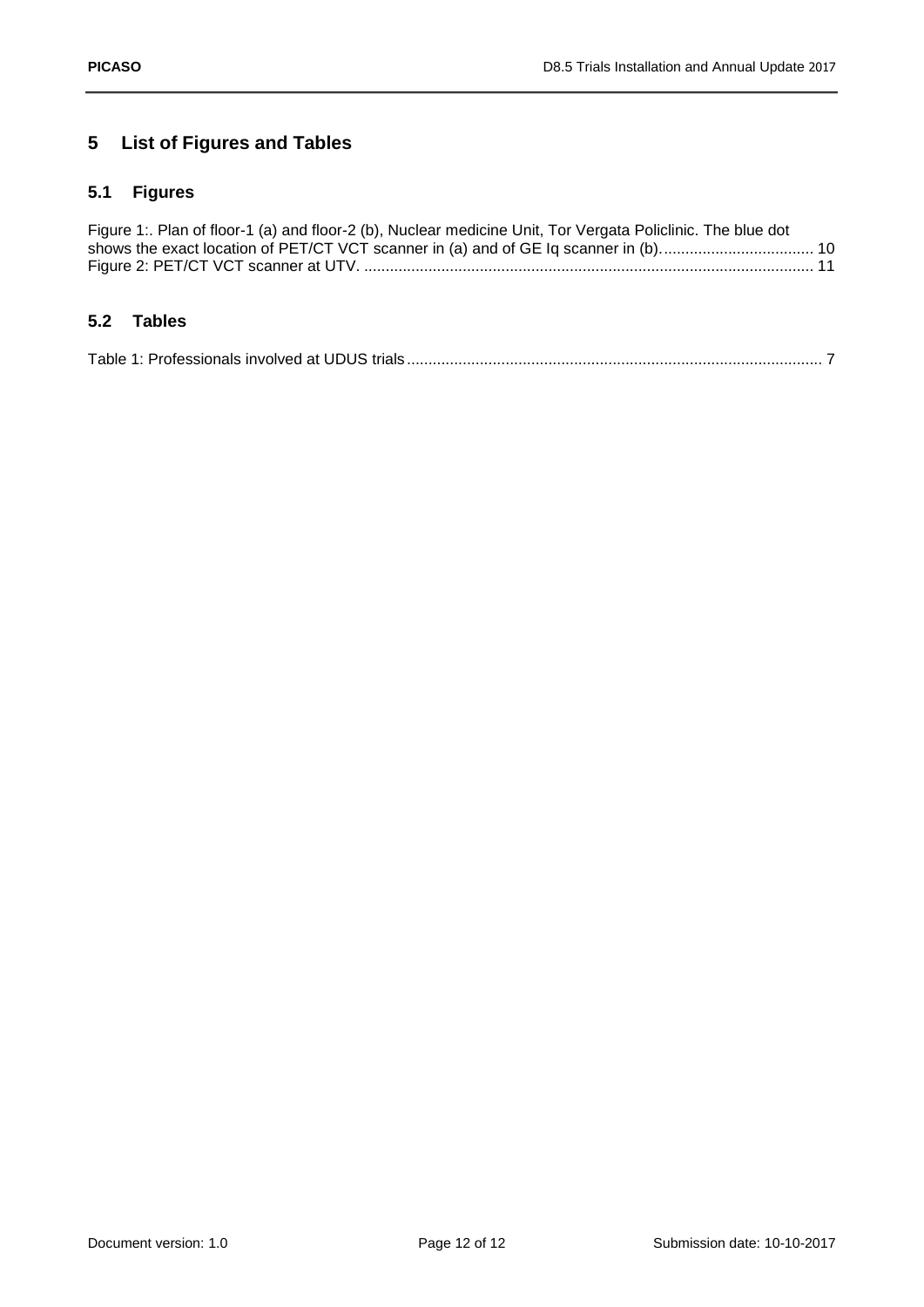# 5 List of Figures and Tables

## 5.1 Figures

Figure 1:. Plan of floor-1 (a) and floor-2 (b), Nuclear medicine Unit, Tor Vergata Policlinic. The blue dot shows the exact location of PET/CT VCT scanner in (a) and of GE Iq scanner in (b). .................................. 10

Figure 2: PET/CT VCT scanner at UTV. ........................................................................................................ 11

## 5.2 Tables

Table 1: Professionals involved at UDUS trials ................................................................................................ 7